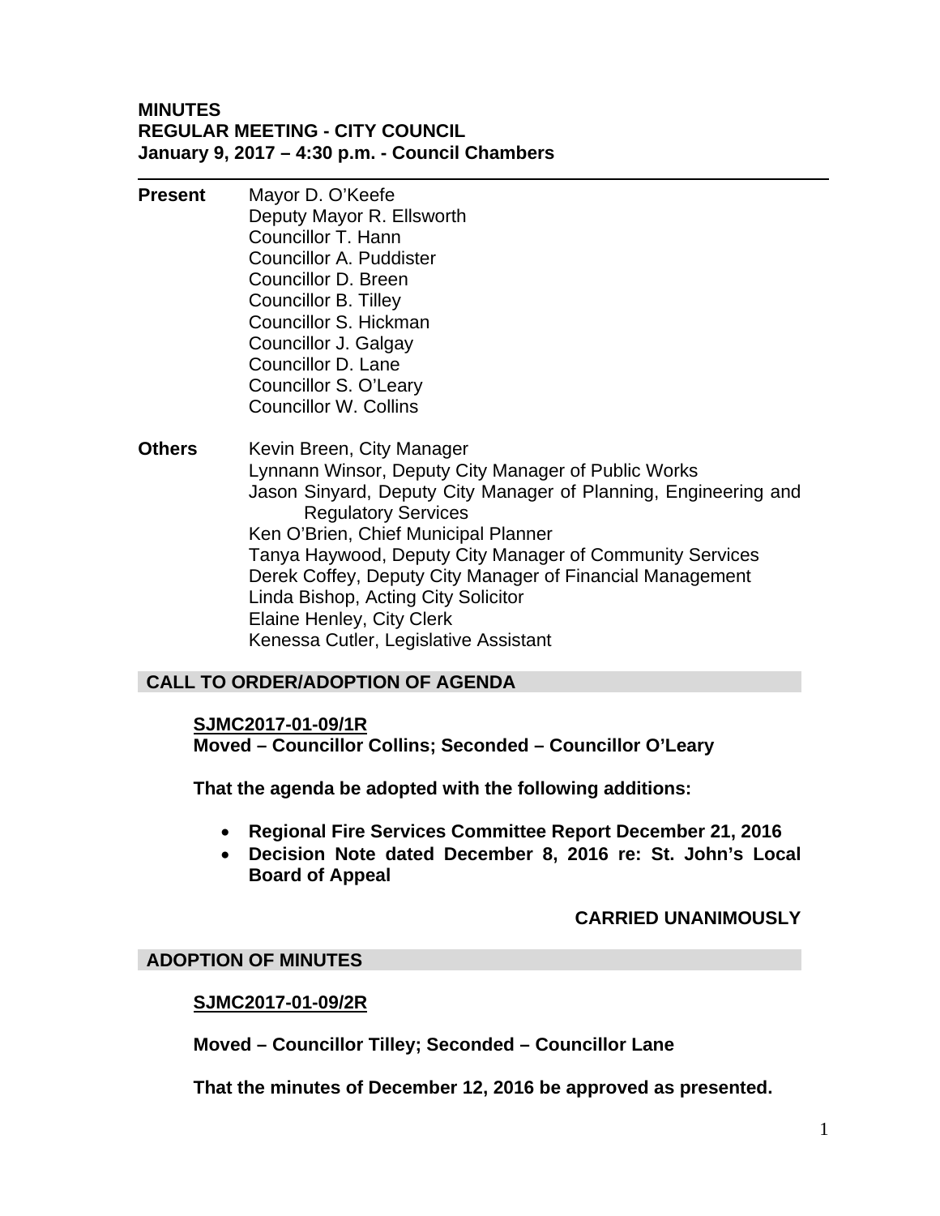**MINUTES**
**REGULAR MEETING - CITY COUNCIL**
**January 9, 2017 – 4:30 p.m. - Council Chambers**

---

**Present**
Mayor D. O'Keefe
Deputy Mayor R. Ellsworth
Councillor T. Hann
Councillor A. Puddister
Councillor D. Breen
Councillor B. Tilley
Councillor S. Hickman
Councillor J. Galgay
Councillor D. Lane
Councillor S. O'Leary
Councillor W. Collins

**Others**
Kevin Breen, City Manager
Lynnann Winsor, Deputy City Manager of Public Works
Jason Sinyard, Deputy City Manager of Planning, Engineering and Regulatory Services
Ken O'Brien, Chief Municipal Planner
Tanya Haywood, Deputy City Manager of Community Services
Derek Coffey, Deputy City Manager of Financial Management
Linda Bishop, Acting City Solicitor
Elaine Henley, City Clerk
Kenessa Cutler, Legislative Assistant

## CALL TO ORDER/ADOPTION OF AGENDA

**SJMC2017-01-09/1R**
**Moved – Councillor Collins; Seconded – Councillor O'Leary**

**That the agenda be adopted with the following additions:**

- **Regional Fire Services Committee Report December 21, 2016**
- **Decision Note dated December 8, 2016 re: St. John's Local Board of Appeal**

**CARRIED UNANIMOUSLY**

## ADOPTION OF MINUTES

**SJMC2017-01-09/2R**

**Moved – Councillor Tilley; Seconded – Councillor Lane**

**That the minutes of December 12, 2016 be approved as presented.**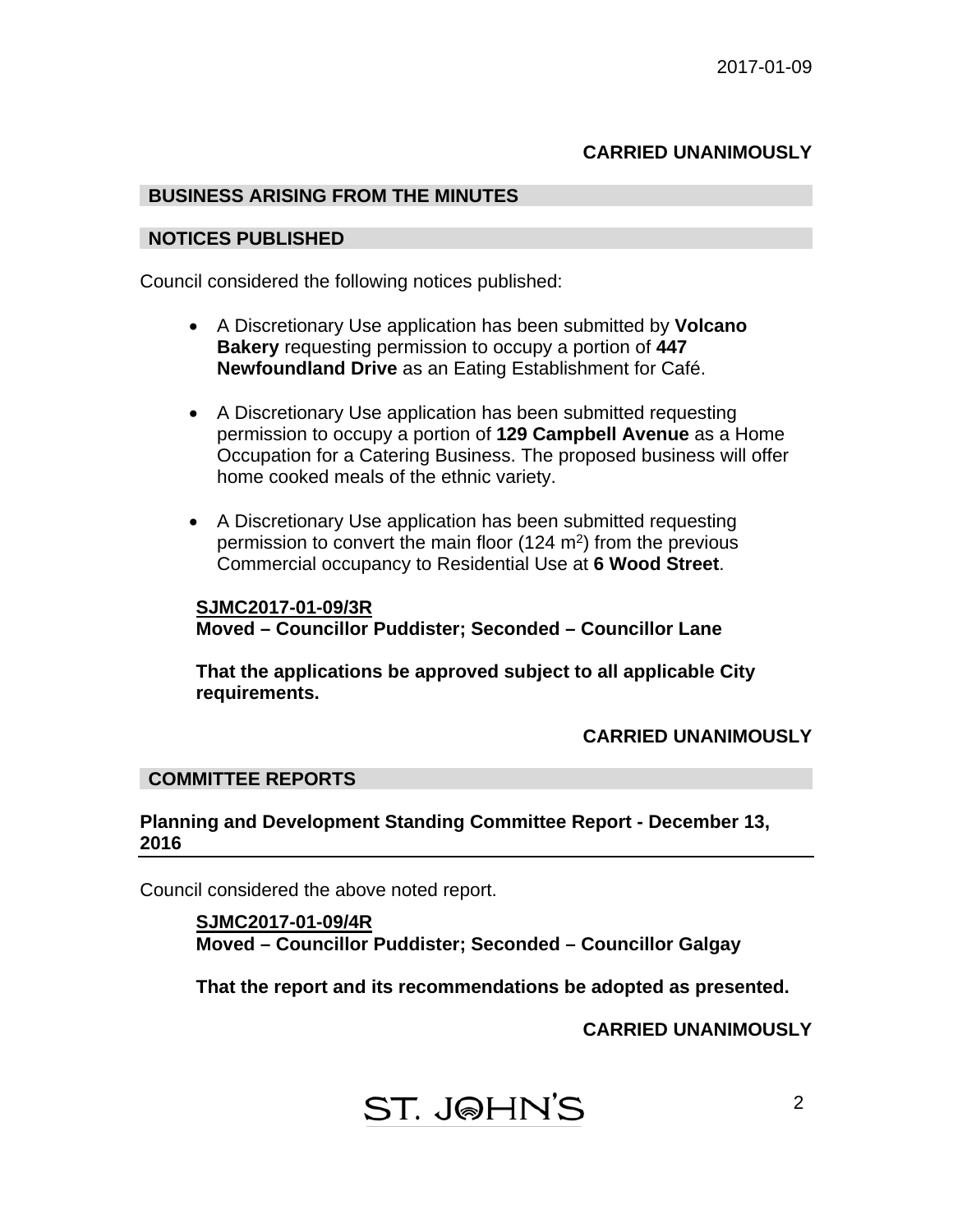**CARRIED UNANIMOUSLY**

## BUSINESS ARISING FROM THE MINUTES

## NOTICES PUBLISHED

Council considered the following notices published:

- A Discretionary Use application has been submitted by **Volcano Bakery** requesting permission to occupy a portion of **447 Newfoundland Drive** as an Eating Establishment for Café.
- A Discretionary Use application has been submitted requesting permission to occupy a portion of **129 Campbell Avenue** as a Home Occupation for a Catering Business. The proposed business will offer home cooked meals of the ethnic variety.
- A Discretionary Use application has been submitted requesting permission to convert the main floor (124 $m^2$) from the previous Commercial occupancy to Residential Use at **6 Wood Street**.

**SJMC2017-01-09/3R**
**Moved – Councillor Puddister; Seconded – Councillor Lane**

**That the applications be approved subject to all applicable City requirements.**

**CARRIED UNANIMOUSLY**

## COMMITTEE REPORTS

### Planning and Development Standing Committee Report - December 13, 2016

Council considered the above noted report.

**SJMC2017-01-09/4R**
**Moved – Councillor Puddister; Seconded – Councillor Galgay**

**That the report and its recommendations be adopted as presented.**

**CARRIED UNANIMOUSLY**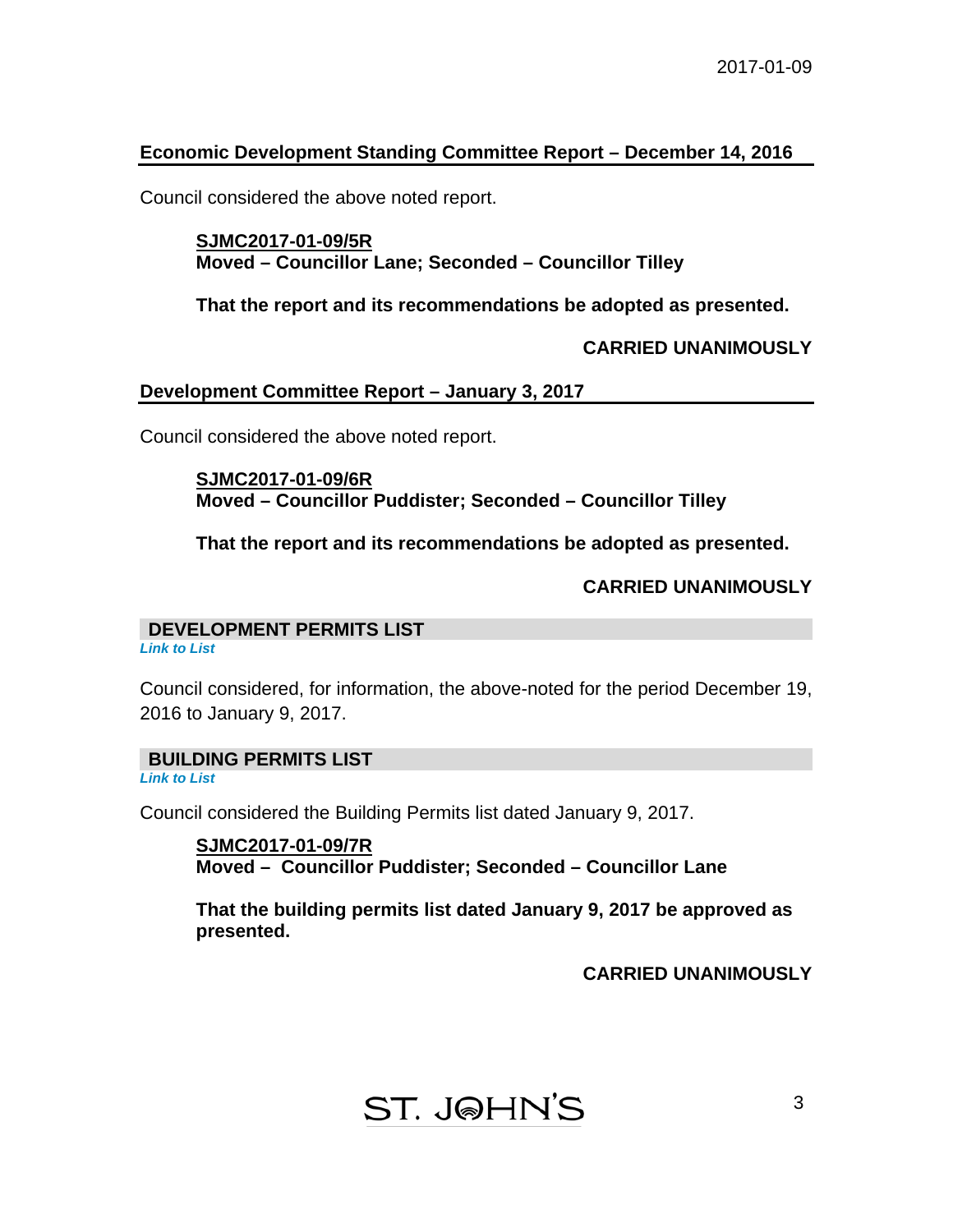## Economic Development Standing Committee Report – December 14, 2016

Council considered the above noted report.

**SJMC2017-01-09/5R**
**Moved – Councillor Lane; Seconded – Councillor Tilley**

**That the report and its recommendations be adopted as presented.**

**CARRIED UNANIMOUSLY**

## Development Committee Report – January 3, 2017

Council considered the above noted report.

**SJMC2017-01-09/6R**
**Moved – Councillor Puddister; Seconded – Councillor Tilley**

**That the report and its recommendations be adopted as presented.**

**CARRIED UNANIMOUSLY**

## DEVELOPMENT PERMITS LIST

***Link to List***

Council considered, for information, the above-noted for the period December 19, 2016 to January 9, 2017.

## BUILDING PERMITS LIST

***Link to List***

Council considered the Building Permits list dated January 9, 2017.

**SJMC2017-01-09/7R**
**Moved – Councillor Puddister; Seconded – Councillor Lane**

**That the building permits list dated January 9, 2017 be approved as presented.**

**CARRIED UNANIMOUSLY**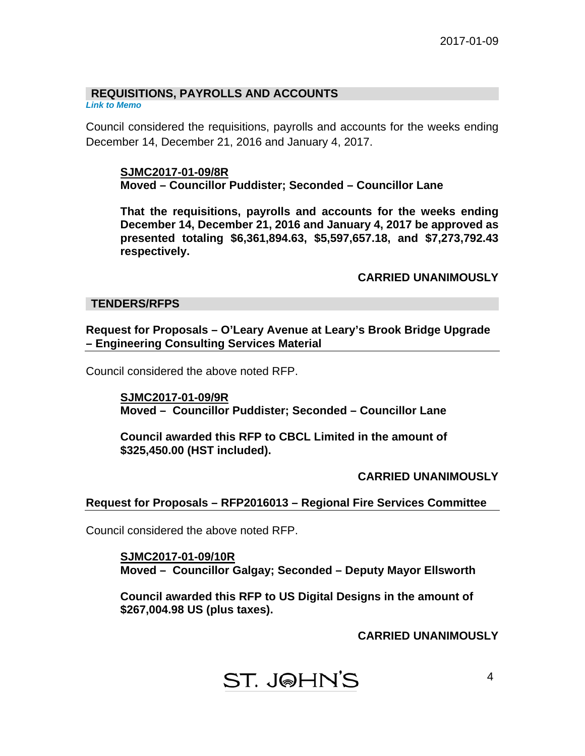## REQUISITIONS, PAYROLLS AND ACCOUNTS

*Link to Memo*

Council considered the requisitions, payrolls and accounts for the weeks ending December 14, December 21, 2016 and January 4, 2017.

> **SJMC2017-01-09/8R**
> **Moved – Councillor Puddister; Seconded – Councillor Lane**
>
> **That the requisitions, payrolls and accounts for the weeks ending December 14, December 21, 2016 and January 4, 2017 be approved as presented totaling $6,361,894.63, $5,597,657.18, and $7,273,792.43 respectively.**
>
> **CARRIED UNANIMOUSLY**

## TENDERS/RFPS

### Request for Proposals – O'Leary Avenue at Leary's Brook Bridge Upgrade – Engineering Consulting Services Material

Council considered the above noted RFP.

> **SJMC2017-01-09/9R**
> **Moved – Councillor Puddister; Seconded – Councillor Lane**
>
> **Council awarded this RFP to CBCL Limited in the amount of $325,450.00 (HST included).**
>
> **CARRIED UNANIMOUSLY**

### Request for Proposals – RFP2016013 – Regional Fire Services Committee

Council considered the above noted RFP.

> **SJMC2017-01-09/10R**
> **Moved – Councillor Galgay; Seconded – Deputy Mayor Ellsworth**
>
> **Council awarded this RFP to US Digital Designs in the amount of $267,004.98 US (plus taxes).**
>
> **CARRIED UNANIMOUSLY**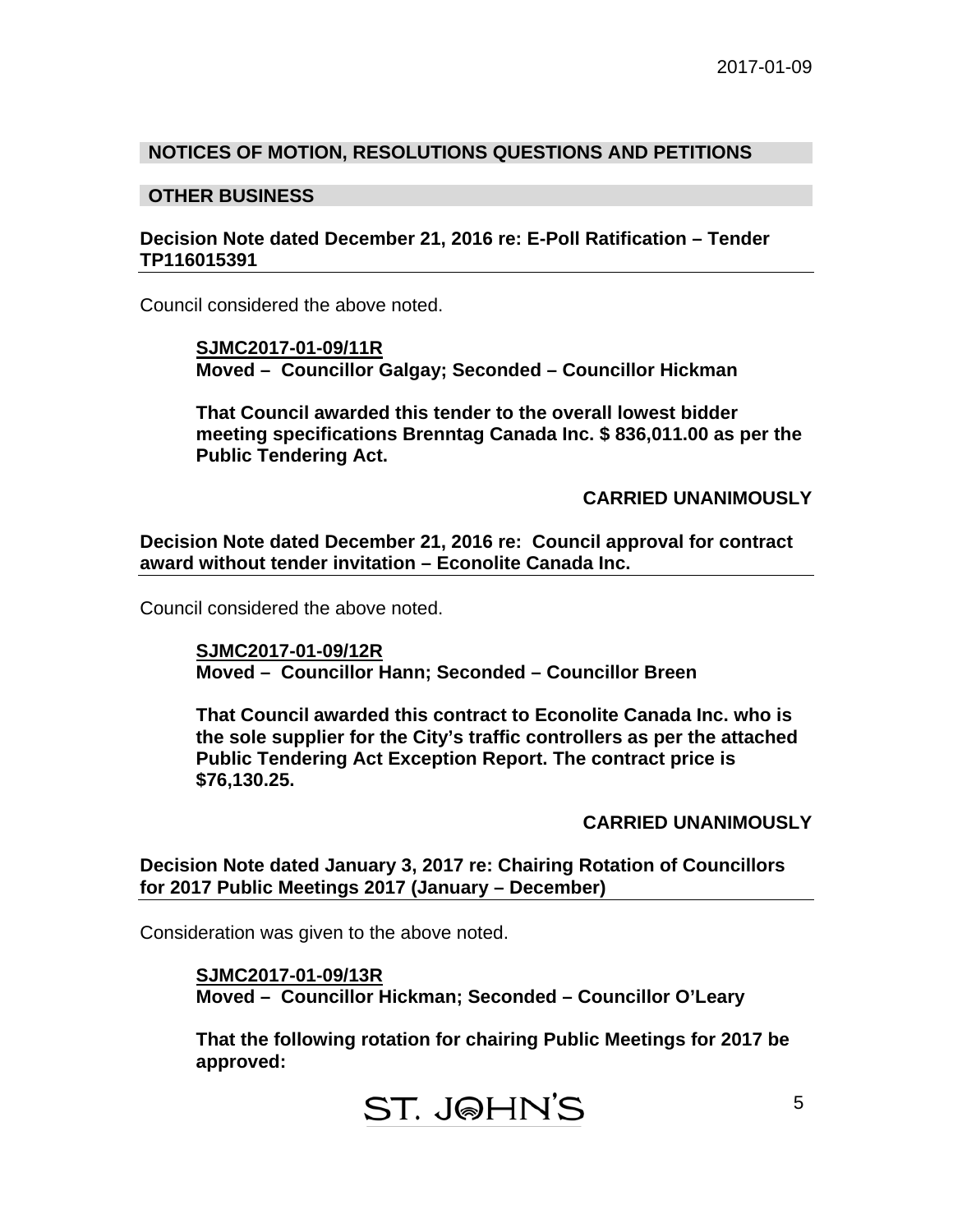## NOTICES OF MOTION, RESOLUTIONS QUESTIONS AND PETITIONS

## OTHER BUSINESS

**Decision Note dated December 21, 2016 re: E-Poll Ratification – Tender TP116015391**

Council considered the above noted.

> **SJMC2017-01-09/11R**
> **Moved – Councillor Galgay; Seconded – Councillor Hickman**
>
> **That Council awarded this tender to the overall lowest bidder meeting specifications Brenntag Canada Inc. $ 836,011.00 as per the Public Tendering Act.**
>
> **CARRIED UNANIMOUSLY**

**Decision Note dated December 21, 2016 re: Council approval for contract award without tender invitation – Econolite Canada Inc.**

Council considered the above noted.

> **SJMC2017-01-09/12R**
> **Moved – Councillor Hann; Seconded – Councillor Breen**
>
> **That Council awarded this contract to Econolite Canada Inc. who is the sole supplier for the City's traffic controllers as per the attached Public Tendering Act Exception Report. The contract price is $76,130.25.**
>
> **CARRIED UNANIMOUSLY**

**Decision Note dated January 3, 2017 re: Chairing Rotation of Councillors for 2017 Public Meetings 2017 (January – December)**

Consideration was given to the above noted.

> **SJMC2017-01-09/13R**
> **Moved – Councillor Hickman; Seconded – Councillor O'Leary**
>
> **That the following rotation for chairing Public Meetings for 2017 be approved:**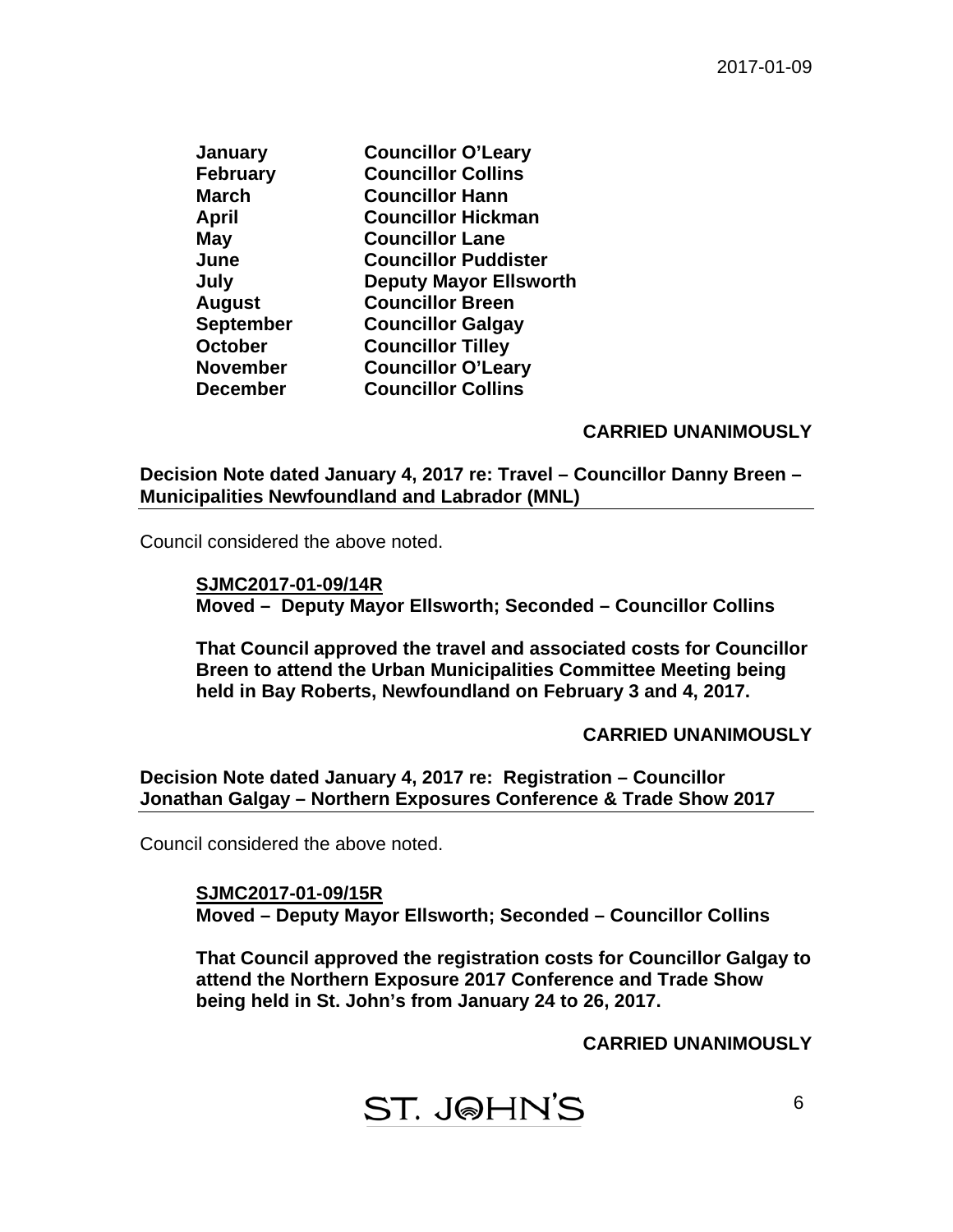| | |
|---|---|
| **January** | **Councillor O'Leary** |
| **February** | **Councillor Collins** |
| **March** | **Councillor Hann** |
| **April** | **Councillor Hickman** |
| **May** | **Councillor Lane** |
| **June** | **Councillor Puddister** |
| **July** | **Deputy Mayor Ellsworth** |
| **August** | **Councillor Breen** |
| **September** | **Councillor Galgay** |
| **October** | **Councillor Tilley** |
| **November** | **Councillor O'Leary** |
| **December** | **Councillor Collins** |

**CARRIED UNANIMOUSLY**

**Decision Note dated January 4, 2017 re: Travel – Councillor Danny Breen – Municipalities Newfoundland and Labrador (MNL)**

Council considered the above noted.

**SJMC2017-01-09/14R**
**Moved – Deputy Mayor Ellsworth; Seconded – Councillor Collins**

**That Council approved the travel and associated costs for Councillor Breen to attend the Urban Municipalities Committee Meeting being held in Bay Roberts, Newfoundland on February 3 and 4, 2017.**

**CARRIED UNANIMOUSLY**

**Decision Note dated January 4, 2017 re: Registration – Councillor Jonathan Galgay – Northern Exposures Conference & Trade Show 2017**

Council considered the above noted.

**SJMC2017-01-09/15R**
**Moved – Deputy Mayor Ellsworth; Seconded – Councillor Collins**

**That Council approved the registration costs for Councillor Galgay to attend the Northern Exposure 2017 Conference and Trade Show being held in St. John's from January 24 to 26, 2017.**

**CARRIED UNANIMOUSLY**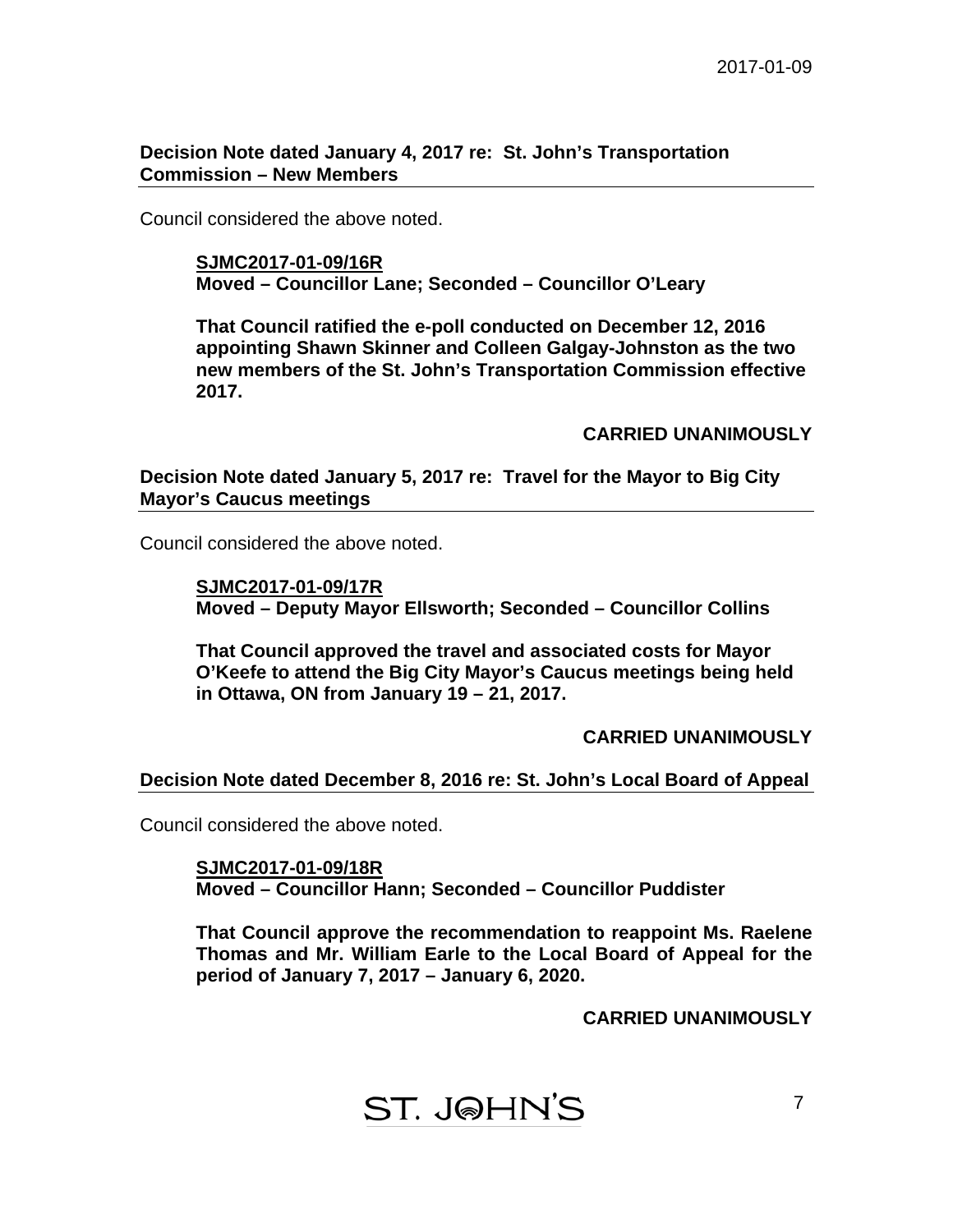**Decision Note dated January 4, 2017 re: St. John's Transportation Commission – New Members**

Council considered the above noted.

**SJMC2017-01-09/16R**
**Moved – Councillor Lane; Seconded – Councillor O'Leary**

**That Council ratified the e-poll conducted on December 12, 2016 appointing Shawn Skinner and Colleen Galgay-Johnston as the two new members of the St. John's Transportation Commission effective 2017.**

**CARRIED UNANIMOUSLY**

**Decision Note dated January 5, 2017 re: Travel for the Mayor to Big City Mayor's Caucus meetings**

Council considered the above noted.

**SJMC2017-01-09/17R**
**Moved – Deputy Mayor Ellsworth; Seconded – Councillor Collins**

**That Council approved the travel and associated costs for Mayor O'Keefe to attend the Big City Mayor's Caucus meetings being held in Ottawa, ON from January 19 – 21, 2017.**

**CARRIED UNANIMOUSLY**

**Decision Note dated December 8, 2016 re: St. John's Local Board of Appeal**

Council considered the above noted.

**SJMC2017-01-09/18R**
**Moved – Councillor Hann; Seconded – Councillor Puddister**

**That Council approve the recommendation to reappoint Ms. Raelene Thomas and Mr. William Earle to the Local Board of Appeal for the period of January 7, 2017 – January 6, 2020.**

**CARRIED UNANIMOUSLY**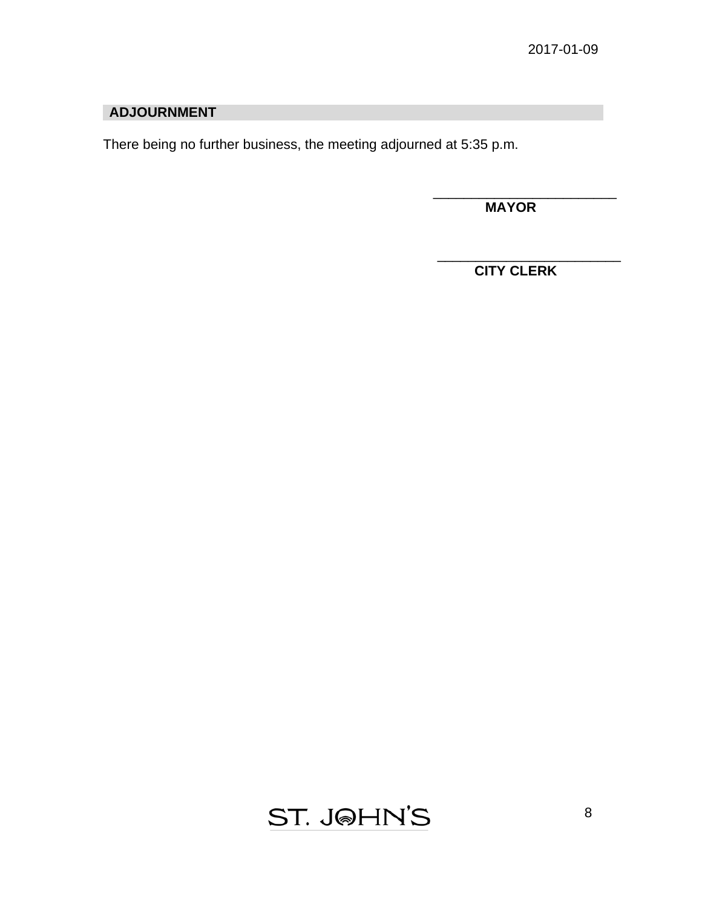## ADJOURNMENT

There being no further business, the meeting adjourned at 5:35 p.m.

\_\_\_\_\_\_\_\_\_\_\_\_\_\_\_\_\_\_\_\_\_\_\_\_\_\_
**MAYOR**

\_\_\_\_\_\_\_\_\_\_\_\_\_\_\_\_\_\_\_\_\_\_\_\_\_\_
**CITY CLERK**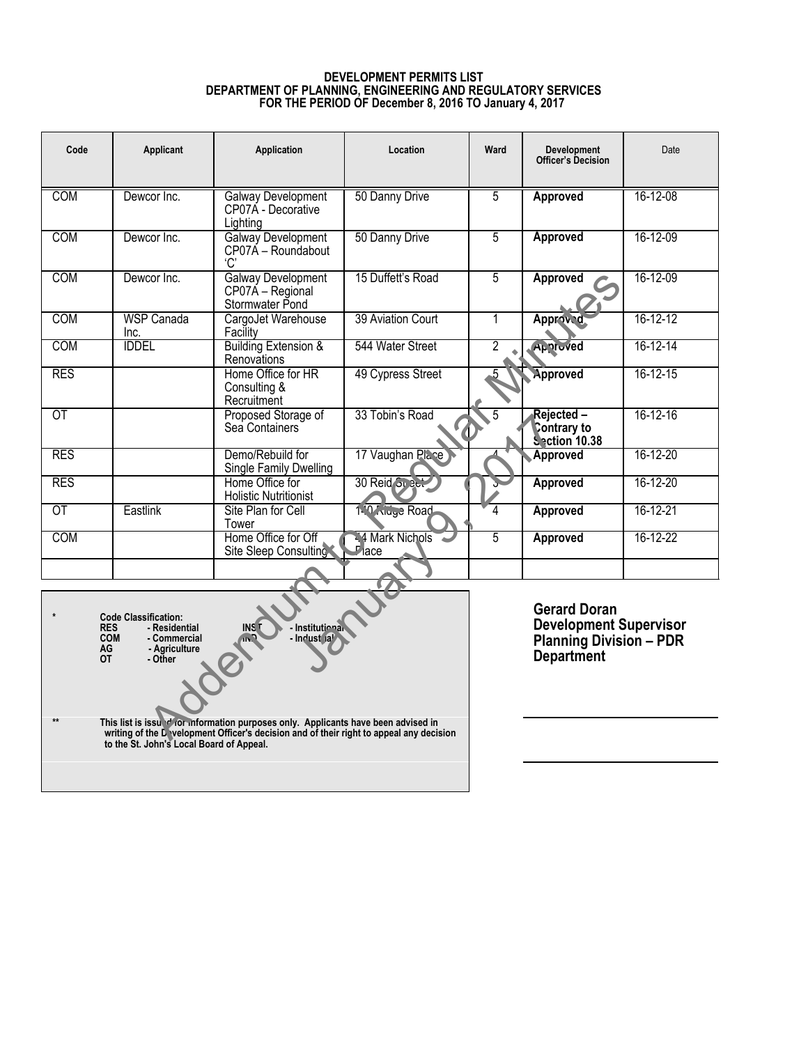**DEVELOPMENT PERMITS LIST**
**DEPARTMENT OF PLANNING, ENGINEERING AND REGULATORY SERVICES**
**FOR THE PERIOD OF December 8, 2016 TO January 4, 2017**

| Code | Applicant | Application | Location | Ward | Development Officer's Decision | Date |
|---|---|---|---|---|---|---|
| COM | Dewcor Inc. | Galway Development CP07A - Decorative Lighting | 50 Danny Drive | 5 | **Approved** | 16-12-08 |
| COM | Dewcor Inc. | Galway Development CP07A – Roundabout 'C' | 50 Danny Drive | 5 | **Approved** | 16-12-09 |
| COM | Dewcor Inc. | Galway Development CP07A – Regional Stormwater Pond | 15 Duffett's Road | 5 | **Approved** | 16-12-09 |
| COM | WSP Canada Inc. | CargoJet Warehouse Facility | 39 Aviation Court | 1 | **Approved** | 16-12-12 |
| COM | IDDEL | Building Extension & Renovations | 544 Water Street | 2 | **Approved** | 16-12-14 |
| RES | | Home Office for HR Consulting & Recruitment | 49 Cypress Street | 5 | **Approved** | 16-12-15 |
| OT | | Proposed Storage of Sea Containers | 33 Tobin's Road | 5 | **Rejected – Contrary to Section 10.38** | 16-12-16 |
| RES | | Demo/Rebuild for Single Family Dwelling | 17 Vaughan Place | 4 | **Approved** | 16-12-20 |
| RES | | Home Office for Holistic Nutritionist | 30 Reid Street | 3 | **Approved** | 16-12-20 |
| OT | Eastlink | Site Plan for Cell Tower | 140 Ridge Road | 4 | **Approved** | 16-12-21 |
| COM | | Home Office for Off Site Sleep Consulting | 24 Mark Nichols Place | 5 | **Approved** | 16-12-22 |
| | | | | | | |

\* **Code Classification:**
**RES - Residential**
**COM - Commercial**
**AG - Agriculture**
**OT - Other**
**INST - Institutional**
**IND - Industrial**

\*\* **This list is issued for information purposes only. Applicants have been advised in writing of the Development Officer's decision and of their right to appeal any decision to the St. John's Local Board of Appeal.**

**Gerard Doran**
**Development Supervisor**
**Planning Division – PDR Department**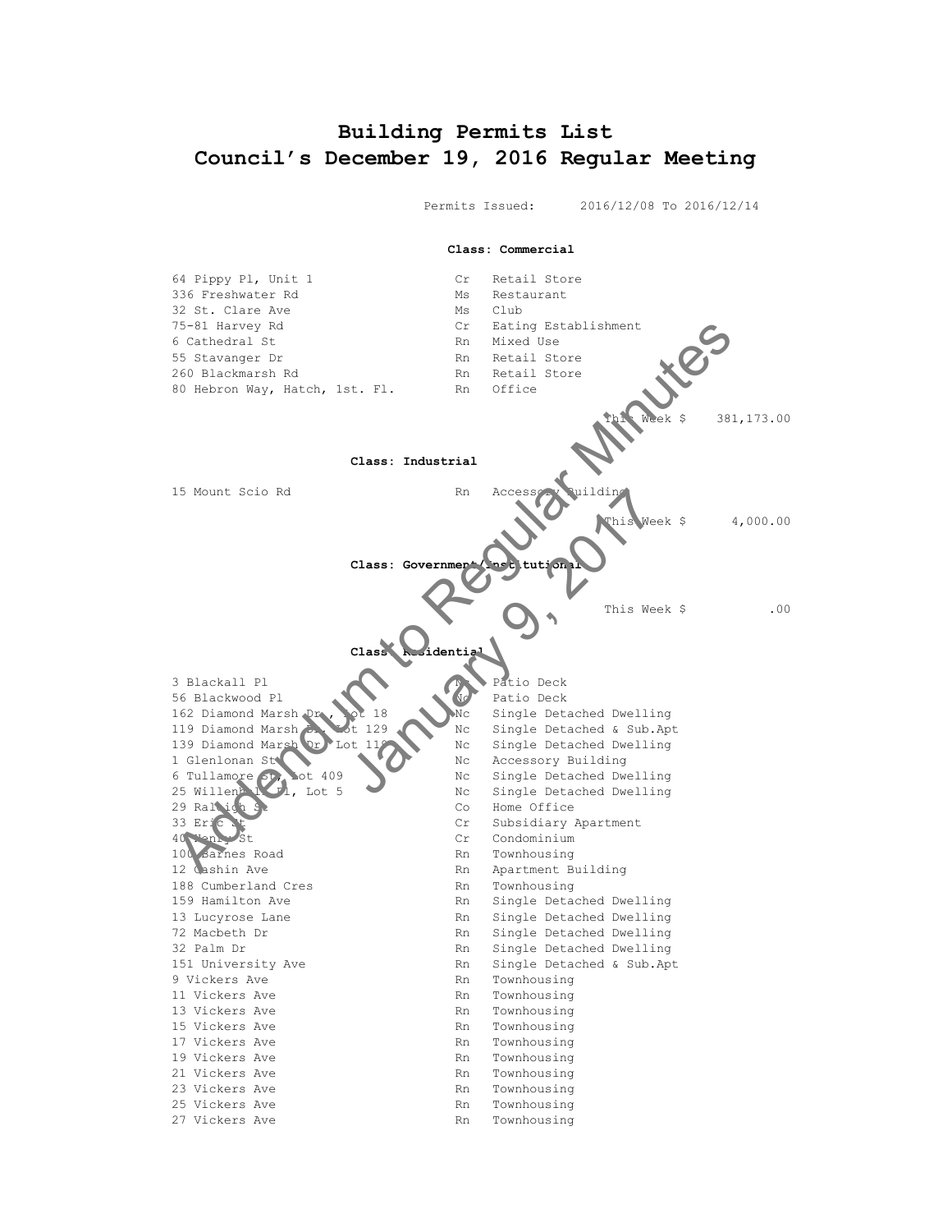# Building Permits List
## Council's December 19, 2016 Regular Meeting

Permits Issued: 2016/12/08 To 2016/12/14

### Class: Commercial

| | | |
|---|---|---|
| 64 Pippy Pl, Unit 1 | Cr | Retail Store |
| 336 Freshwater Rd | Ms | Restaurant |
| 32 St. Clare Ave | Ms | Club |
| 75-81 Harvey Rd | Cr | Eating Establishment |
| 6 Cathedral St | Rn | Mixed Use |
| 55 Stavanger Dr | Rn | Retail Store |
| 260 Blackmarsh Rd | Rn | Retail Store |
| 80 Hebron Way, Hatch, 1st. Fl. | Rn | Office |

This Week $ 381,173.00

### Class: Industrial

| | | |
|---|---|---|
| 15 Mount Scio Rd | Rn | Accessory Building |

This Week $ 4,000.00

### Class: Government/Institutional

This Week $ .00

### Class: Residential

| | | |
|---|---|---|
| 3 Blackall Pl | Nc | Patio Deck |
| 56 Blackwood Pl | Nc | Patio Deck |
| 162 Diamond Marsh Dr, Lot 18 | Nc | Single Detached Dwelling |
| 119 Diamond Marsh Dr, Lot 129 | Nc | Single Detached & Sub.Apt |
| 139 Diamond Marsh Dr, Lot 119 | Nc | Single Detached Dwelling |
| 1 Glenlonan St | Nc | Accessory Building |
| 6 Tullamore St, Lot 409 | Nc | Single Detached Dwelling |
| 25 Willenhall Pl, Lot 5 | Nc | Single Detached Dwelling |
| 29 Raleigh St | Co | Home Office |
| 33 Eric St | Cr | Subsidiary Apartment |
| 40 Henry St | Cr | Condominium |
| 100 Barnes Road | Rn | Townhousing |
| 12 Cashin Ave | Rn | Apartment Building |
| 188 Cumberland Cres | Rn | Townhousing |
| 159 Hamilton Ave | Rn | Single Detached Dwelling |
| 13 Lucyrose Lane | Rn | Single Detached Dwelling |
| 72 Macbeth Dr | Rn | Single Detached Dwelling |
| 32 Palm Dr | Rn | Single Detached Dwelling |
| 151 University Ave | Rn | Single Detached & Sub.Apt |
| 9 Vickers Ave | Rn | Townhousing |
| 11 Vickers Ave | Rn | Townhousing |
| 13 Vickers Ave | Rn | Townhousing |
| 15 Vickers Ave | Rn | Townhousing |
| 17 Vickers Ave | Rn | Townhousing |
| 19 Vickers Ave | Rn | Townhousing |
| 21 Vickers Ave | Rn | Townhousing |
| 23 Vickers Ave | Rn | Townhousing |
| 25 Vickers Ave | Rn | Townhousing |
| 27 Vickers Ave | Rn | Townhousing |

Addendum to Regular Minutes January 9, 2017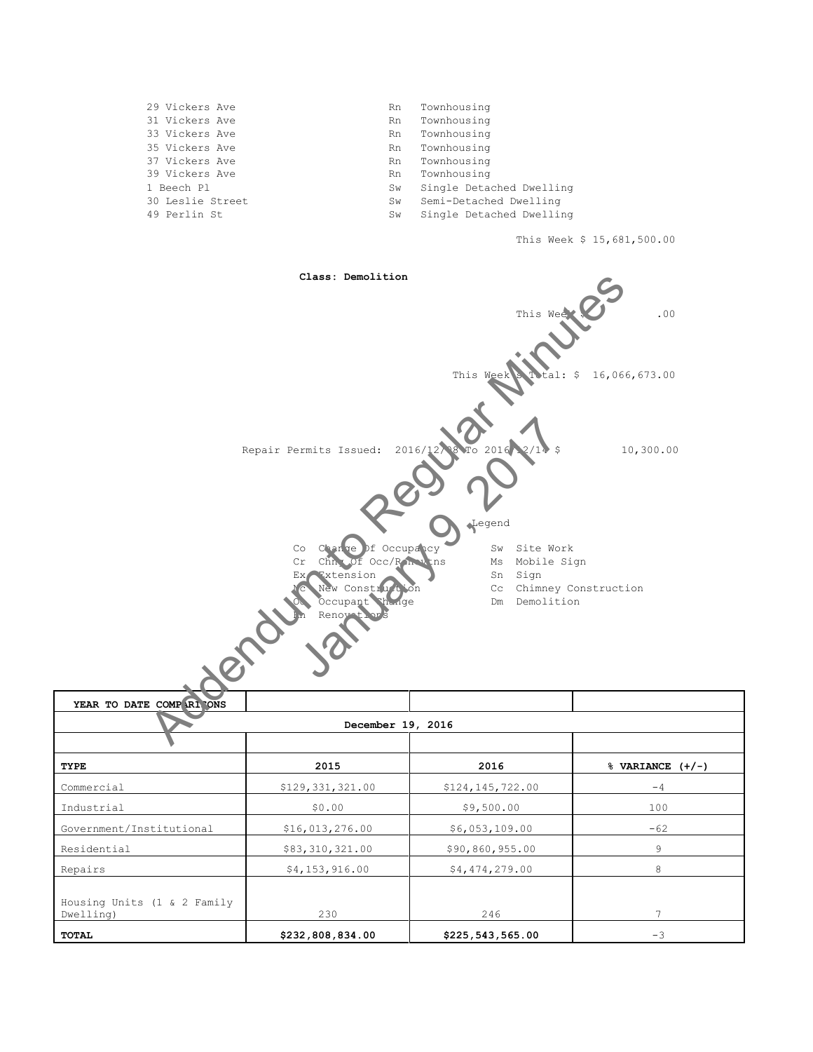| | | |
|---|---|---|
| 29 Vickers Ave | Rn | Townhousing |
| 31 Vickers Ave | Rn | Townhousing |
| 33 Vickers Ave | Rn | Townhousing |
| 35 Vickers Ave | Rn | Townhousing |
| 37 Vickers Ave | Rn | Townhousing |
| 39 Vickers Ave | Rn | Townhousing |
| 1 Beech Pl | Sw | Single Detached Dwelling |
| 30 Leslie Street | Sw | Semi-Detached Dwelling |
| 49 Perlin St | Sw | Single Detached Dwelling |

This Week $ 15,681,500.00

**Class: Demolition**

This Week $ .00

This Week's Total: $ 16,066,673.00

Repair Permits Issued: 2016/12/08 To 2016/12/14 $ 10,300.00

Legend

| | | | |
|---|---|---|---|
| Co | Change Of Occupancy | Sw | Site Work |
| Cr | Chng Of Occ/Renovtns | Ms | Mobile Sign |
| Ex | Extension | Sn | Sign |
| Nc | New Construction | Cc | Chimney Construction |
| Oc | Occupant Change | Dm | Demolition |
| Rn | Renovations | | |

Addendum to Regular Minutes January 9, 2017

| **YEAR TO DATE COMPARISONS** | | | |
|---|---|---|---|
| | **December 19, 2016** | | |
| | | | |
| **TYPE** | **2015** | **2016** | **% VARIANCE (+/-)** |
| Commercial | $129,331,321.00 | $124,145,722.00 | -4 |
| Industrial | $0.00 | $9,500.00 | 100 |
| Government/Institutional | $16,013,276.00 | $6,053,109.00 | -62 |
| Residential | $83,310,321.00 | $90,860,955.00 | 9 |
| Repairs | $4,153,916.00 | $4,474,279.00 | 8 |
| Housing Units (1 & 2 Family Dwelling) | 230 | 246 | 7 |
| **TOTAL** | **$232,808,834.00** | **$225,543,565.00** | -3 |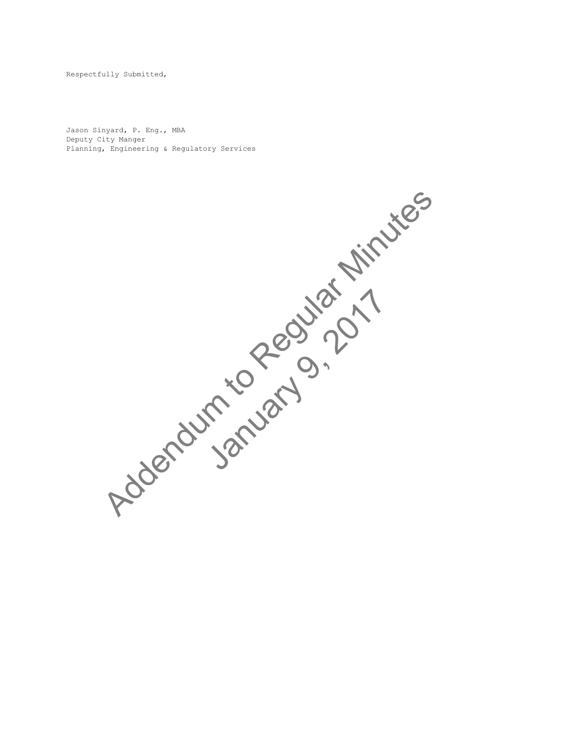Respectfully Submitted,

Jason Sinyard, P. Eng., MBA
Deputy City Manger
Planning, Engineering & Regulatory Services

Addendum to Regular Minutes
January 9, 2017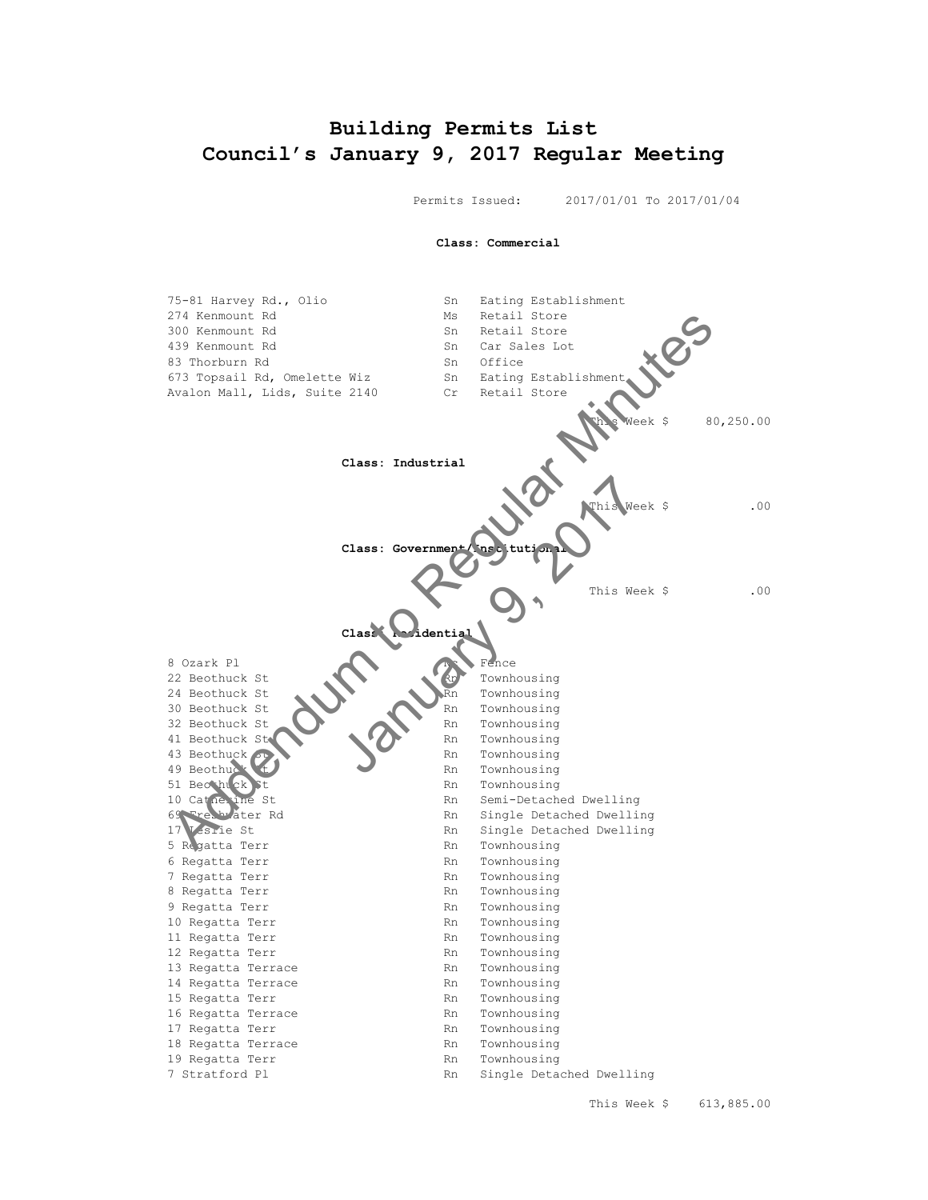# Building Permits List
# Council's January 9, 2017 Regular Meeting

Permits Issued: 2017/01/01 To 2017/01/04

**Class: Commercial**

| | | |
|---|---|---|
| 75-81 Harvey Rd., Olio | Sn | Eating Establishment |
| 274 Kenmount Rd | Ms | Retail Store |
| 300 Kenmount Rd | Sn | Retail Store |
| 439 Kenmount Rd | Sn | Car Sales Lot |
| 83 Thorburn Rd | Sn | Office |
| 673 Topsail Rd, Omelette Wiz | Sn | Eating Establishment |
| Avalon Mall, Lids, Suite 2140 | Cr | Retail Store |

This Week $ 80,250.00

**Class: Industrial**

This Week $ .00

**Class: Government/Institutional**

This Week $ .00

**Class: Residential**

| | | |
|---|---|---|
| 8 Ozark Pl | Nc | Fence |
| 22 Beothuck St | Rn | Townhousing |
| 24 Beothuck St | Rn | Townhousing |
| 30 Beothuck St | Rn | Townhousing |
| 32 Beothuck St | Rn | Townhousing |
| 41 Beothuck St | Rn | Townhousing |
| 43 Beothuck St | Rn | Townhousing |
| 49 Beothuck St | Rn | Townhousing |
| 51 Beothuck St | Rn | Townhousing |
| 10 Catherine St | Rn | Semi-Detached Dwelling |
| 69 Freshwater Rd | Rn | Single Detached Dwelling |
| 17 Leslie St | Rn | Single Detached Dwelling |
| 5 Regatta Terr | Rn | Townhousing |
| 6 Regatta Terr | Rn | Townhousing |
| 7 Regatta Terr | Rn | Townhousing |
| 8 Regatta Terr | Rn | Townhousing |
| 9 Regatta Terr | Rn | Townhousing |
| 10 Regatta Terr | Rn | Townhousing |
| 11 Regatta Terr | Rn | Townhousing |
| 12 Regatta Terr | Rn | Townhousing |
| 13 Regatta Terrace | Rn | Townhousing |
| 14 Regatta Terrace | Rn | Townhousing |
| 15 Regatta Terr | Rn | Townhousing |
| 16 Regatta Terrace | Rn | Townhousing |
| 17 Regatta Terr | Rn | Townhousing |
| 18 Regatta Terrace | Rn | Townhousing |
| 19 Regatta Terr | Rn | Townhousing |
| 7 Stratford Pl | Rn | Single Detached Dwelling |

This Week $ 613,885.00

Addendum to Regular Minutes January 9, 2017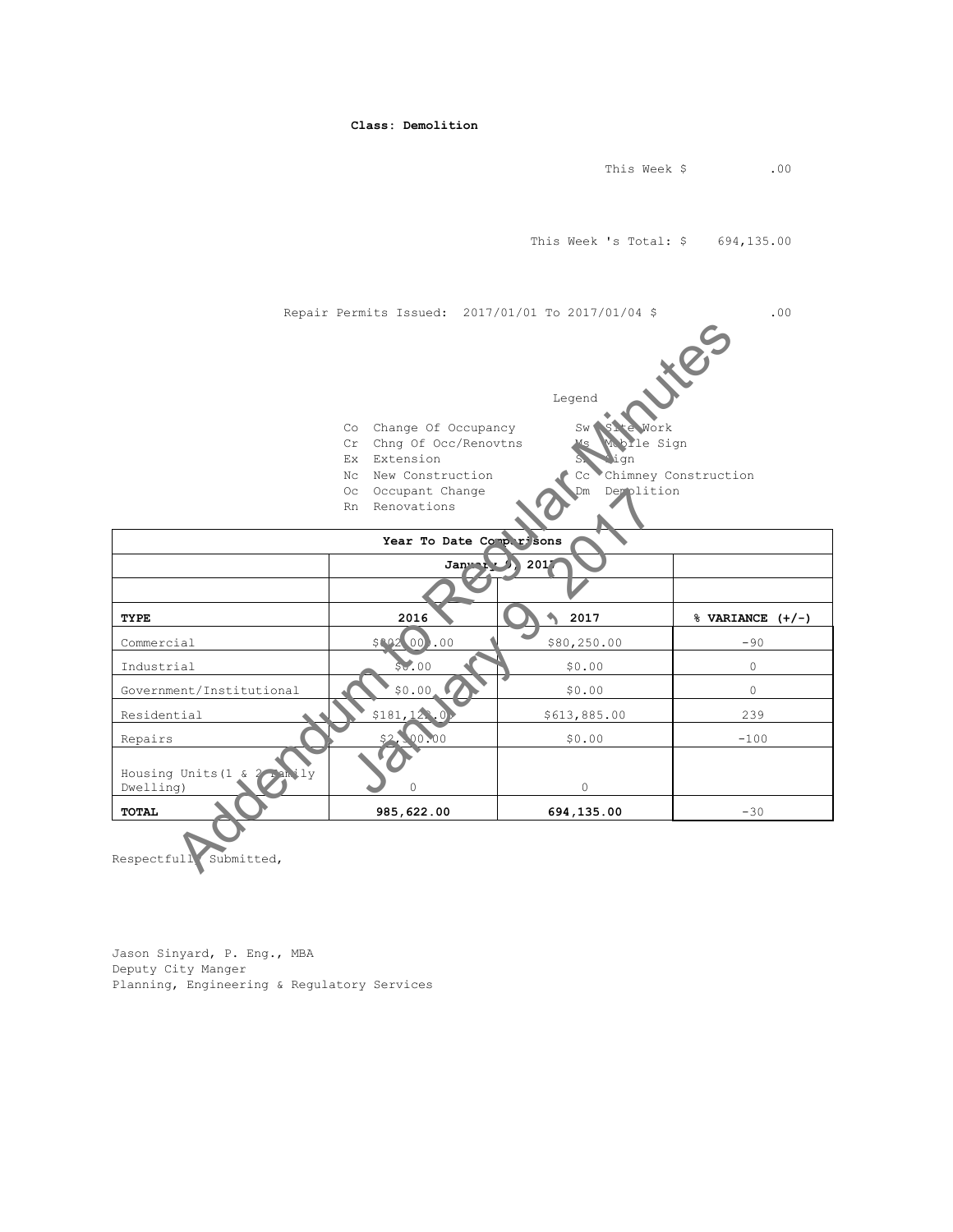**Class: Demolition**

This Week $ .00

This Week 's Total: $ 694,135.00

Repair Permits Issued: 2017/01/01 To 2017/01/04 $ .00

Legend

| | | | |
|---|---|---|---|
| Co | Change Of Occupancy | Sw | Site Work |
| Cr | Chng Of Occ/Renovtns | Ms | Mobile Sign |
| Ex | Extension | Sn | Sign |
| Nc | New Construction | Cc | Chimney Construction |
| Oc | Occupant Change | Dm | Demolition |
| Rn | Renovations | | |

| Year To Date Comparisons | | | |
|---|---|---|---|
| | January 9, 2017 | | |
| | | | |
| **TYPE** | **2016** | **2017** | **% VARIANCE (+/-)** |
| Commercial | $802,000.00 | $80,250.00 | -90 |
| Industrial | $0.00 | $0.00 | 0 |
| Government/Institutional | $0.00 | $0.00 | 0 |
| Residential | $181,122.00 | $613,885.00 | 239 |
| Repairs | $2,500.00 | $0.00 | -100 |
| Housing Units(1 & 2 Family Dwelling) | 0 | 0 | |
| **TOTAL** | **985,622.00** | **694,135.00** | -30 |

Respectfully Submitted,

Jason Sinyard, P. Eng., MBA
Deputy City Manger
Planning, Engineering & Regulatory Services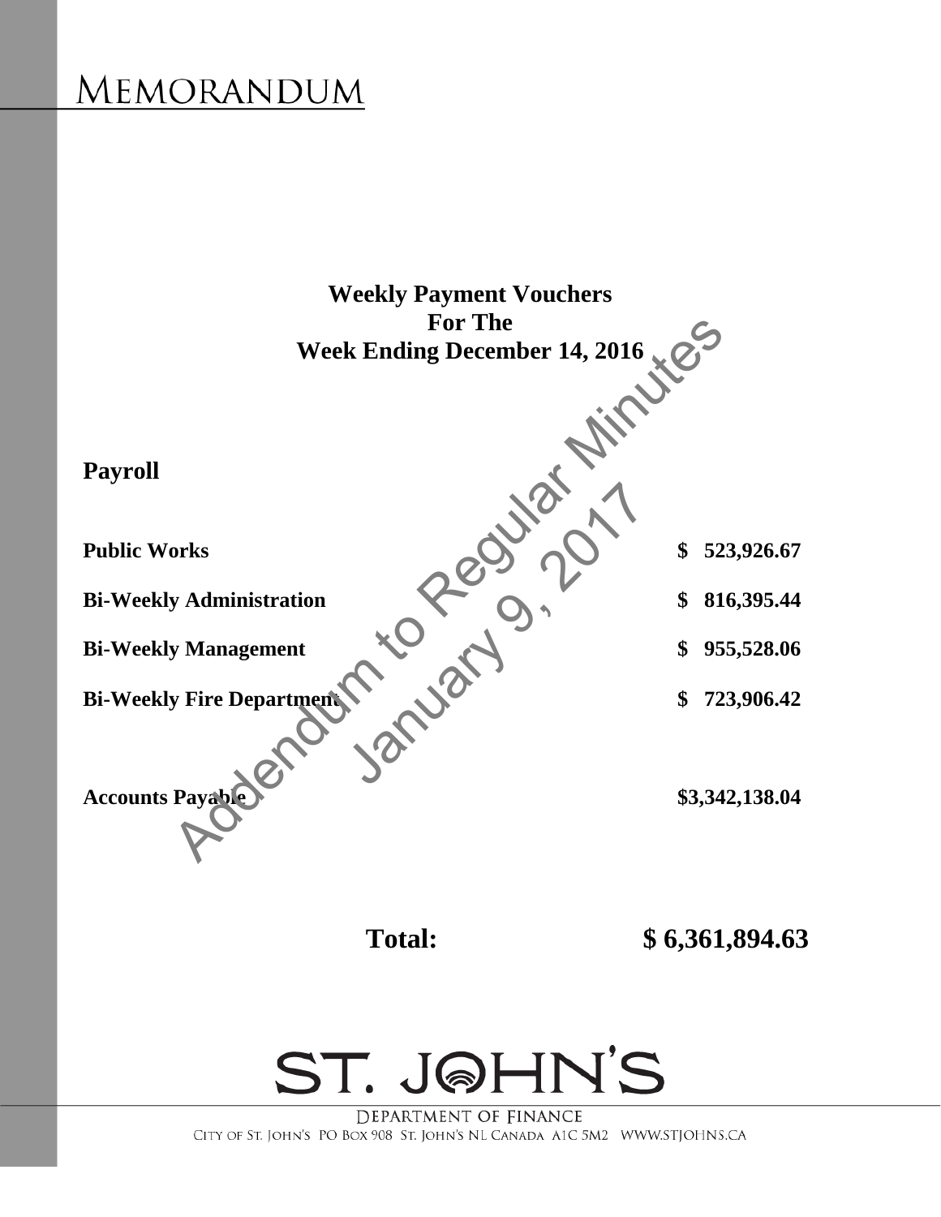# Memorandum

**Weekly Payment Vouchers**
**For The**
**Week Ending December 14, 2016**

## Payroll

| | |
|---|---|
| **Public Works** | **$ 523,926.67** |
| **Bi-Weekly Administration** | **$ 816,395.44** |
| **Bi-Weekly Management** | **$ 955,528.06** |
| **Bi-Weekly Fire Department** | **$ 723,906.42** |
| **Accounts Payable** | **$3,342,138.04** |
| **Total:** | **$ 6,361,894.63** |

Addendum to Regular Minutes
January 9, 2017

ST. JOHN'S

DEPARTMENT OF FINANCE
CITY OF ST. JOHN'S PO BOX 908 ST. JOHN'S NL CANADA A1C 5M2 WWW.STJOHNS.CA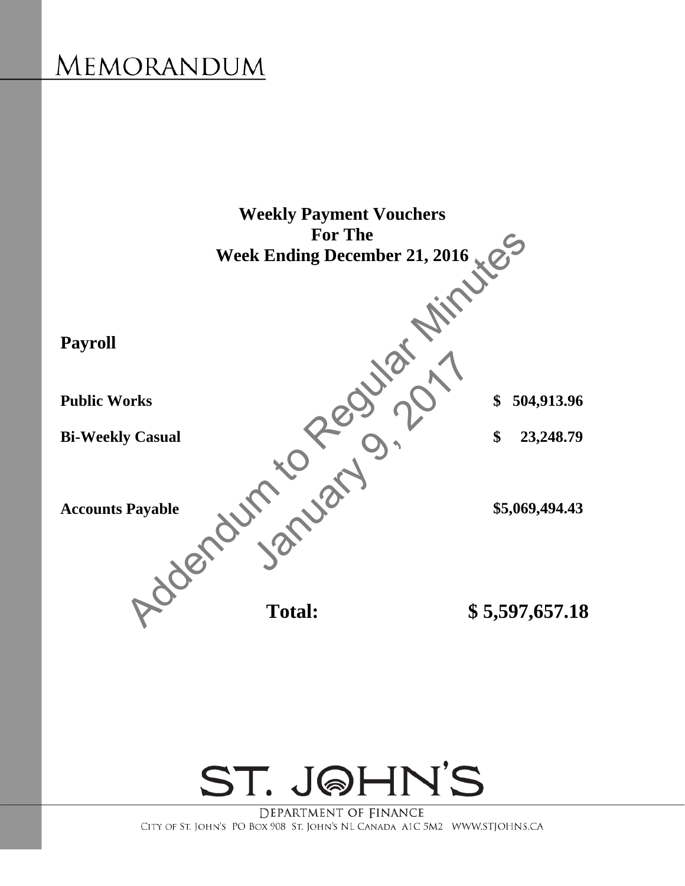# MEMORANDUM

**Weekly Payment Vouchers**
**For The**
**Week Ending December 21, 2016**

Addendum to Regular Minutes
January 9, 2017

## Payroll

| | |
|---|---|
| **Public Works** | **$ 504,913.96** |
| **Bi-Weekly Casual** | **$ 23,248.79** |
| **Accounts Payable** | **$5,069,494.43** |
| **Total:** | **$ 5,597,657.18** |

ST. JOHN'S

DEPARTMENT OF FINANCE

CITY OF ST. JOHN'S PO BOX 908 ST. JOHN'S NL CANADA A1C 5M2 WWW.STJOHNS.CA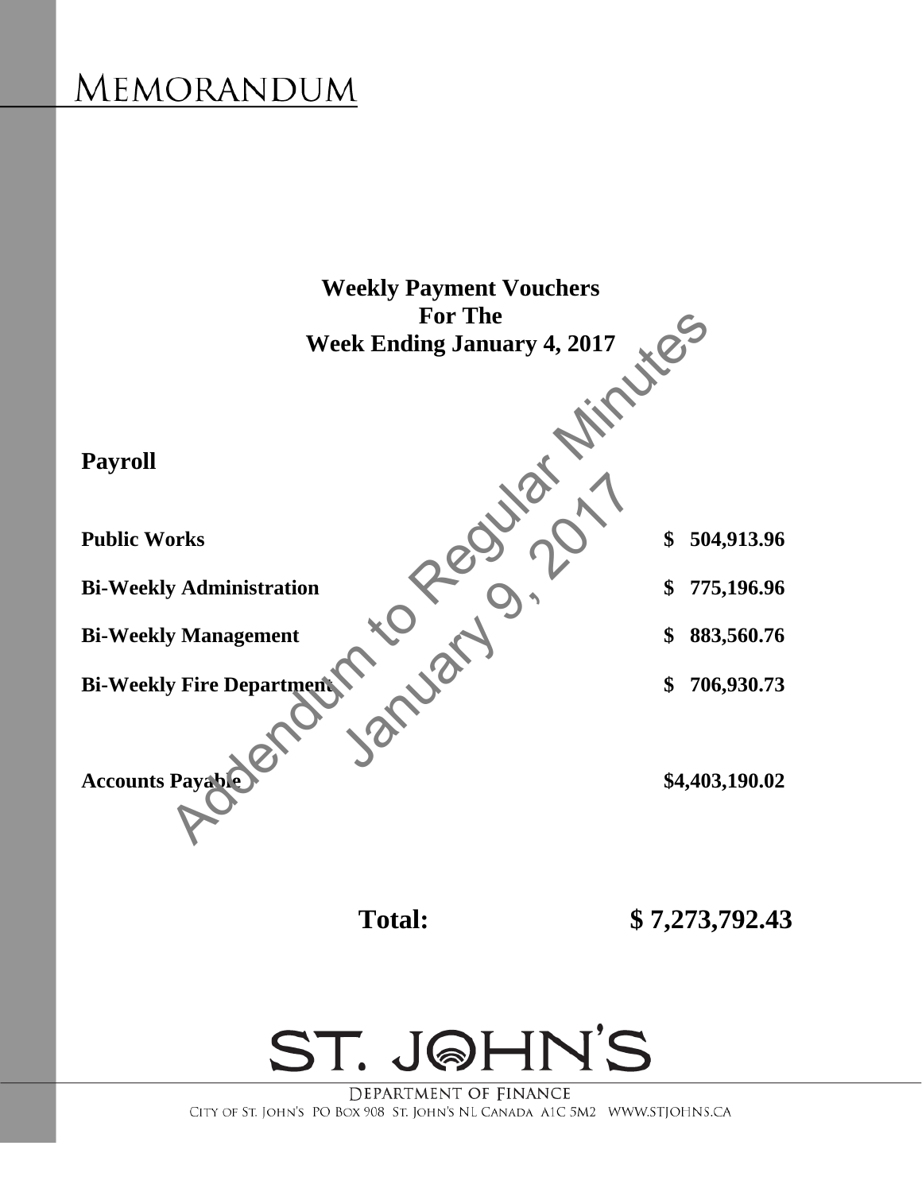# MEMORANDUM

**Weekly Payment Vouchers**
**For The**
**Week Ending January 4, 2017**

## Payroll

| | |
|---|---|
| **Public Works** | **$ 504,913.96** |
| **Bi-Weekly Administration** | **$ 775,196.96** |
| **Bi-Weekly Management** | **$ 883,560.76** |
| **Bi-Weekly Fire Department** | **$ 706,930.73** |
| **Accounts Payable** | **$4,403,190.02** |
| **Total:** | **$ 7,273,792.43** |

Addendum to Regular Minutes
January 9, 2017

ST. JOHN'S

DEPARTMENT OF FINANCE
CITY OF ST. JOHN'S PO BOX 908 ST. JOHN'S NL CANADA A1C 5M2 WWW.STJOHNS.CA